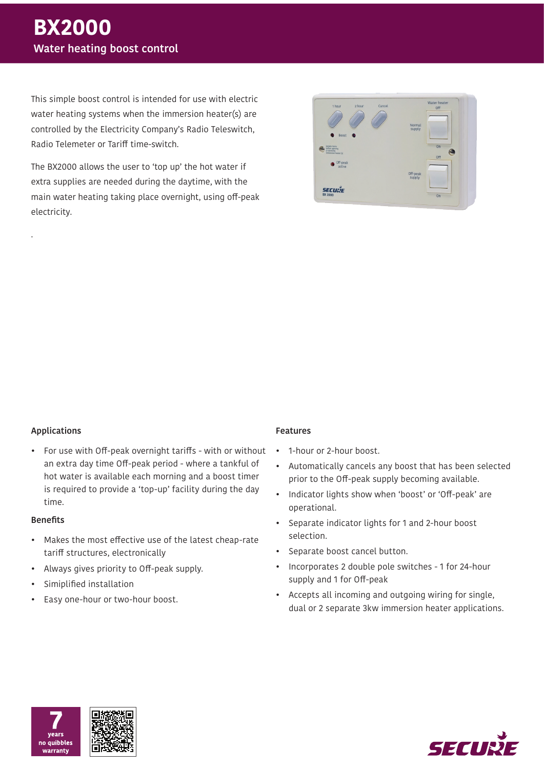# BX2000

## Water heating boost control

This simple boost control is intended for use with electric water heating systems when the immersion heater(s) are controlled by the Electricity Company's Radio Teleswitch, Radio Telemeter or Tariff time-switch.

The BX2000 allows the user to 'top up' the hot water if extra supplies are needed during the daytime, with the main water heating taking place overnight, using off-peak electricity.

.

### Applications

- For use with Off-peak overnight tariffs - with or without an extra day time Off-peak period - where a tankful of hot water is available each morning and a boost timer is required to provide a 'top-up' facility during the day time.

### Benefits

- Makes the most effective use of the latest cheap-rate tariff structures, electronically
- Always gives priority to Off-peak supply.
- Simiplified installation
- Easy one-hour or two-hour boost.

### Features

- 1-hour or 2-hour boost.
- Automatically cancels any boost that has been selected prior to the Off-peak supply becoming available.
- Indicator lights show when 'boost' or 'Off-peak' are operational.
- Separate indicator lights for 1 and 2-hour boost selection.
- Separate boost cancel button.
- Incorporates 2 double pole switches - 1 for 24-hour supply and 1 for Off-peak
- Accepts all incoming and outgoing wiring for single, dual or 2 separate 3kw immersion heater applications.

7 years no quibbles warranty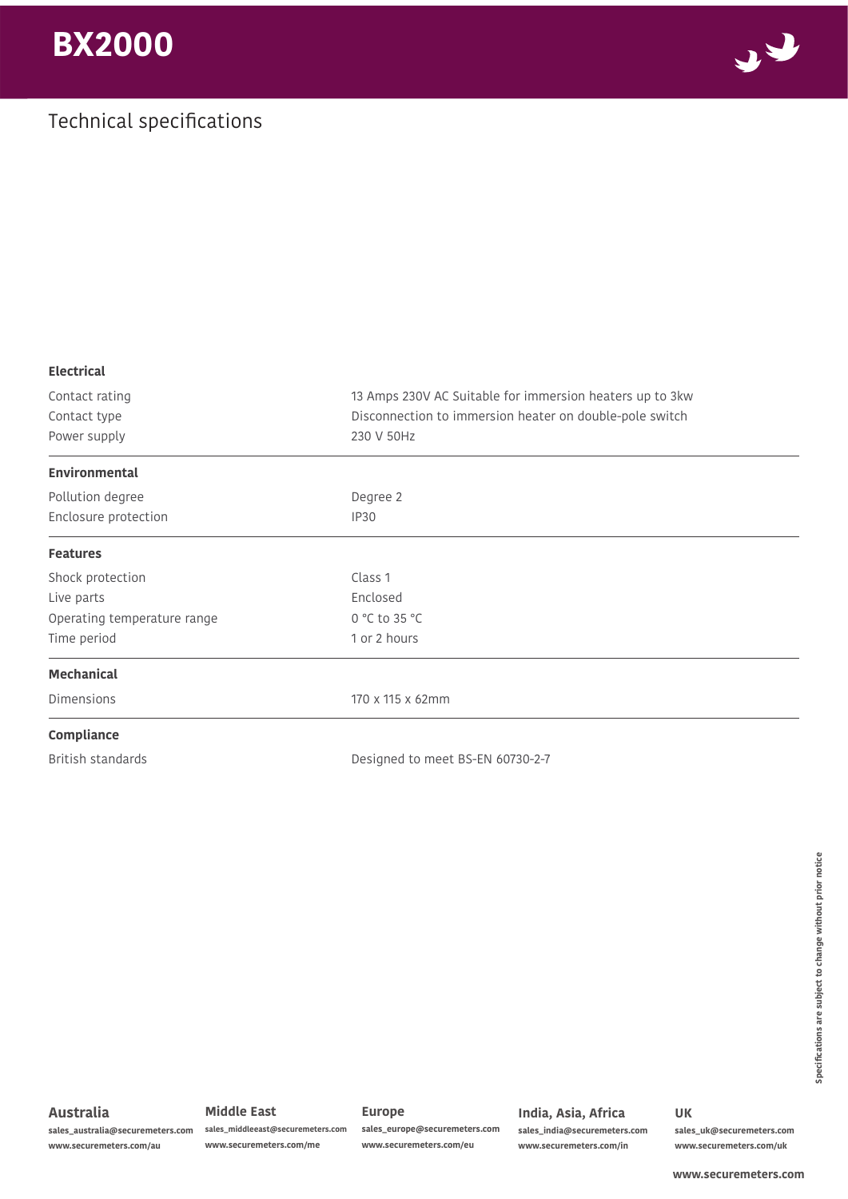# BX2000

## Technical specifications

| | |
|---|---|
| **Electrical** | |
| Contact rating | 13 Amps 230V AC Suitable for immersion heaters up to 3kw |
| Contact type | Disconnection to immersion heater on double-pole switch |
| Power supply | 230 V 50Hz |
| **Environmental** | |
| Pollution degree | Degree 2 |
| Enclosure protection | IP30 |
| **Features** | |
| Shock protection | Class 1 |
| Live parts | Enclosed |
| Operating temperature range | 0 °C to 35 °C |
| Time period | 1 or 2 hours |
| **Mechanical** | |
| Dimensions | 170 x 115 x 62mm |
| **Compliance** | |
| British standards | Designed to meet BS-EN 60730-2-7 |

Specifications are subject to change without prior notice

**Australia**
sales_australia@securemeters.com
www.securemeters.com/au

**Middle East**
sales_middleeast@securemeters.com
www.securemeters.com/me

**Europe**
sales_europe@securemeters.com
www.securemeters.com/eu

**India, Asia, Africa**
sales_india@securemeters.com
www.securemeters.com/in

**UK**
sales_uk@securemeters.com
www.securemeters.com/uk

www.securemeters.com